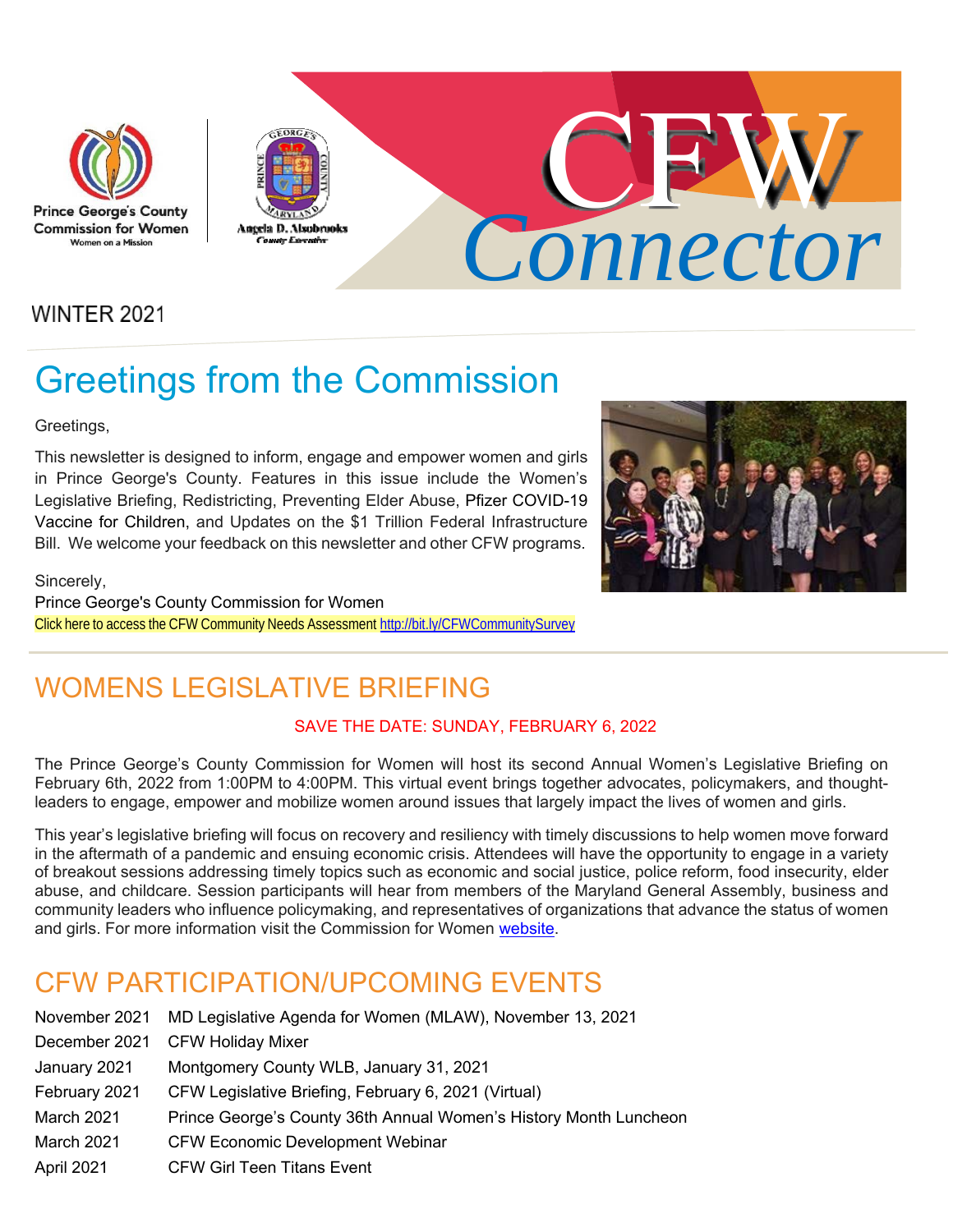Prince George's County Commission for Women

Women on a Mission

Angela D. Alsobrooks
County Executive

# CFW Connector

WINTER 2021

## Greetings from the Commission

Greetings,

This newsletter is designed to inform, engage and empower women and girls in Prince George's County. Features in this issue include the Women's Legislative Briefing, Redistricting, Preventing Elder Abuse, Pfizer COVID-19 Vaccine for Children, and Updates on the $1 Trillion Federal Infrastructure Bill. We welcome your feedback on this newsletter and other CFW programs.

Sincerely,
Prince George's County Commission for Women
Click here to access the CFW Community Needs Assessment http://bit.ly/CFWCommunitySurvey

## WOMENS LEGISLATIVE BRIEFING

SAVE THE DATE: SUNDAY, FEBRUARY 6, 2022

The Prince George's County Commission for Women will host its second Annual Women's Legislative Briefing on February 6th, 2022 from 1:00PM to 4:00PM. This virtual event brings together advocates, policymakers, and thought-leaders to engage, empower and mobilize women around issues that largely impact the lives of women and girls.

This year's legislative briefing will focus on recovery and resiliency with timely discussions to help women move forward in the aftermath of a pandemic and ensuing economic crisis. Attendees will have the opportunity to engage in a variety of breakout sessions addressing timely topics such as economic and social justice, police reform, food insecurity, elder abuse, and childcare. Session participants will hear from members of the Maryland General Assembly, business and community leaders who influence policymaking, and representatives of organizations that advance the status of women and girls. For more information visit the Commission for Women website.

## CFW PARTICIPATION/UPCOMING EVENTS

| | |
|---|---|
| November 2021 | MD Legislative Agenda for Women (MLAW), November 13, 2021 |
| December 2021 | CFW Holiday Mixer |
| January 2021 | Montgomery County WLB, January 31, 2021 |
| February 2021 | CFW Legislative Briefing, February 6, 2021 (Virtual) |
| March 2021 | Prince George's County 36th Annual Women's History Month Luncheon |
| March 2021 | CFW Economic Development Webinar |
| April 2021 | CFW Girl Teen Titans Event |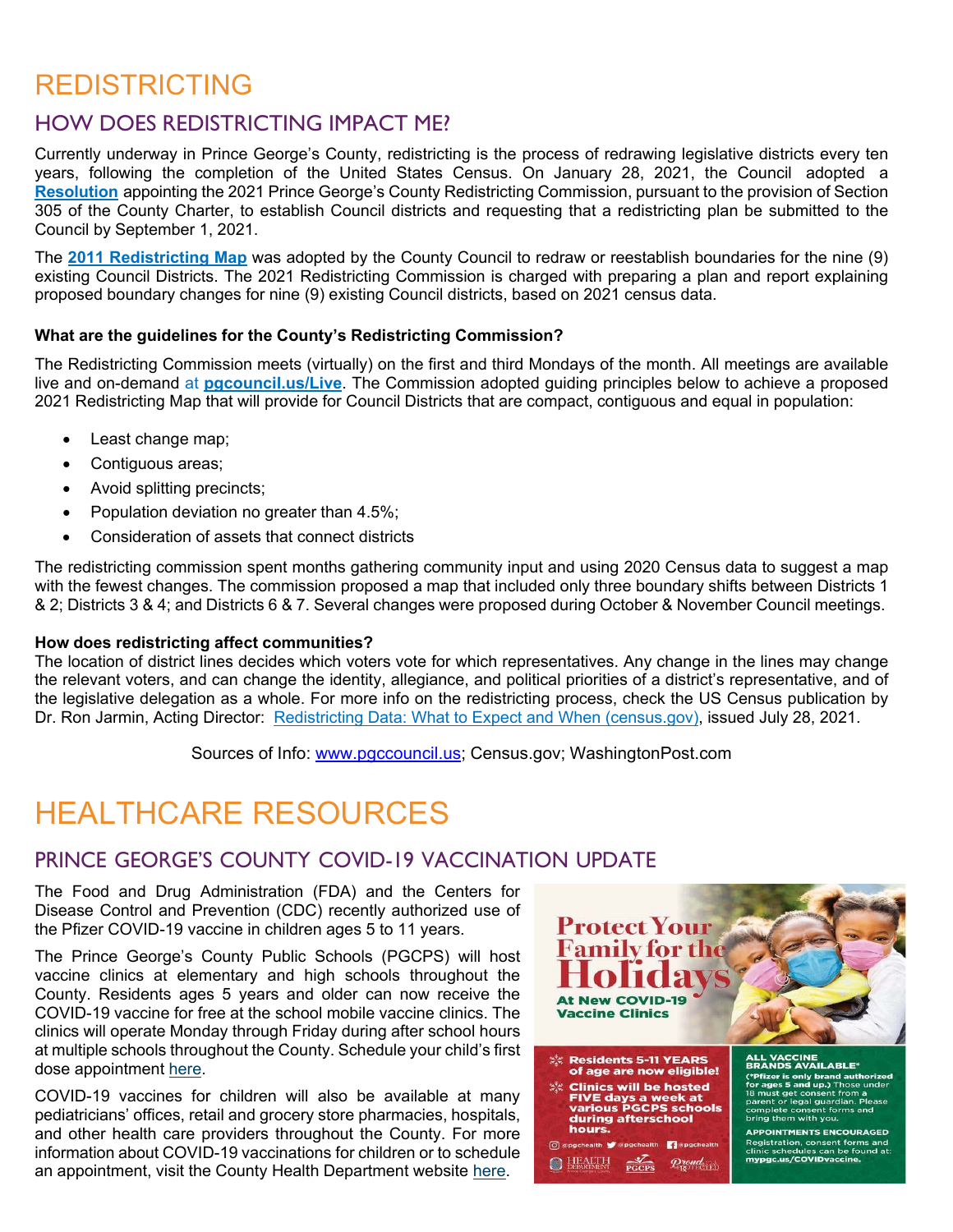# REDISTRICTING

## HOW DOES REDISTRICTING IMPACT ME?

Currently underway in Prince George's County, redistricting is the process of redrawing legislative districts every ten years, following the completion of the United States Census. On January 28, 2021, the Council adopted a **Resolution** appointing the 2021 Prince George's County Redistricting Commission, pursuant to the provision of Section 305 of the County Charter, to establish Council districts and requesting that a redistricting plan be submitted to the Council by September 1, 2021.

The **2011 Redistricting Map** was adopted by the County Council to redraw or reestablish boundaries for the nine (9) existing Council Districts. The 2021 Redistricting Commission is charged with preparing a plan and report explaining proposed boundary changes for nine (9) existing Council districts, based on 2021 census data.

**What are the guidelines for the County's Redistricting Commission?**

The Redistricting Commission meets (virtually) on the first and third Mondays of the month. All meetings are available live and on-demand at **pgcouncil.us/Live**. The Commission adopted guiding principles below to achieve a proposed 2021 Redistricting Map that will provide for Council Districts that are compact, contiguous and equal in population:

- Least change map;
- Contiguous areas;
- Avoid splitting precincts;
- Population deviation no greater than 4.5%;
- Consideration of assets that connect districts

The redistricting commission spent months gathering community input and using 2020 Census data to suggest a map with the fewest changes. The commission proposed a map that included only three boundary shifts between Districts 1 & 2; Districts 3 & 4; and Districts 6 & 7. Several changes were proposed during October & November Council meetings.

**How does redistricting affect communities?**

The location of district lines decides which voters vote for which representatives. Any change in the lines may change the relevant voters, and can change the identity, allegiance, and political priorities of a district's representative, and of the legislative delegation as a whole. For more info on the redistricting process, check the US Census publication by Dr. Ron Jarmin, Acting Director: Redistricting Data: What to Expect and When (census.gov), issued July 28, 2021.

Sources of Info: www.pgccouncil.us; Census.gov; WashingtonPost.com

# HEALTHCARE RESOURCES

## PRINCE GEORGE'S COUNTY COVID-19 VACCINATION UPDATE

The Food and Drug Administration (FDA) and the Centers for Disease Control and Prevention (CDC) recently authorized use of the Pfizer COVID-19 vaccine in children ages 5 to 11 years.

The Prince George's County Public Schools (PGCPS) will host vaccine clinics at elementary and high schools throughout the County. Residents ages 5 years and older can now receive the COVID-19 vaccine for free at the school mobile vaccine clinics. The clinics will operate Monday through Friday during after school hours at multiple schools throughout the County. Schedule your child's first dose appointment here.

COVID-19 vaccines for children will also be available at many pediatricians' offices, retail and grocery store pharmacies, hospitals, and other health care providers throughout the County. For more information about COVID-19 vaccinations for children or to schedule an appointment, visit the County Health Department website here.

**Protect Your Family for the Holidays**

**At New COVID-19 Vaccine Clinics**

- **Residents 5-11 YEARS of age are now eligible!**
- **Clinics will be hosted FIVE days a week at various PGCPS schools during afterschool hours.**

**ALL VACCINE BRANDS AVAILABLE***

**(*Pfizer is only brand authorized for ages 5 and up.)** Those under 18 must get consent from a parent or legal guardian. Please complete consent forms and bring them with you.

**APPOINTMENTS ENCOURAGED**

Registration, consent forms and clinic schedules can be found at: **mypgc.us/COVIDvaccine.**

@pgchealth @pgchealth @pgchealth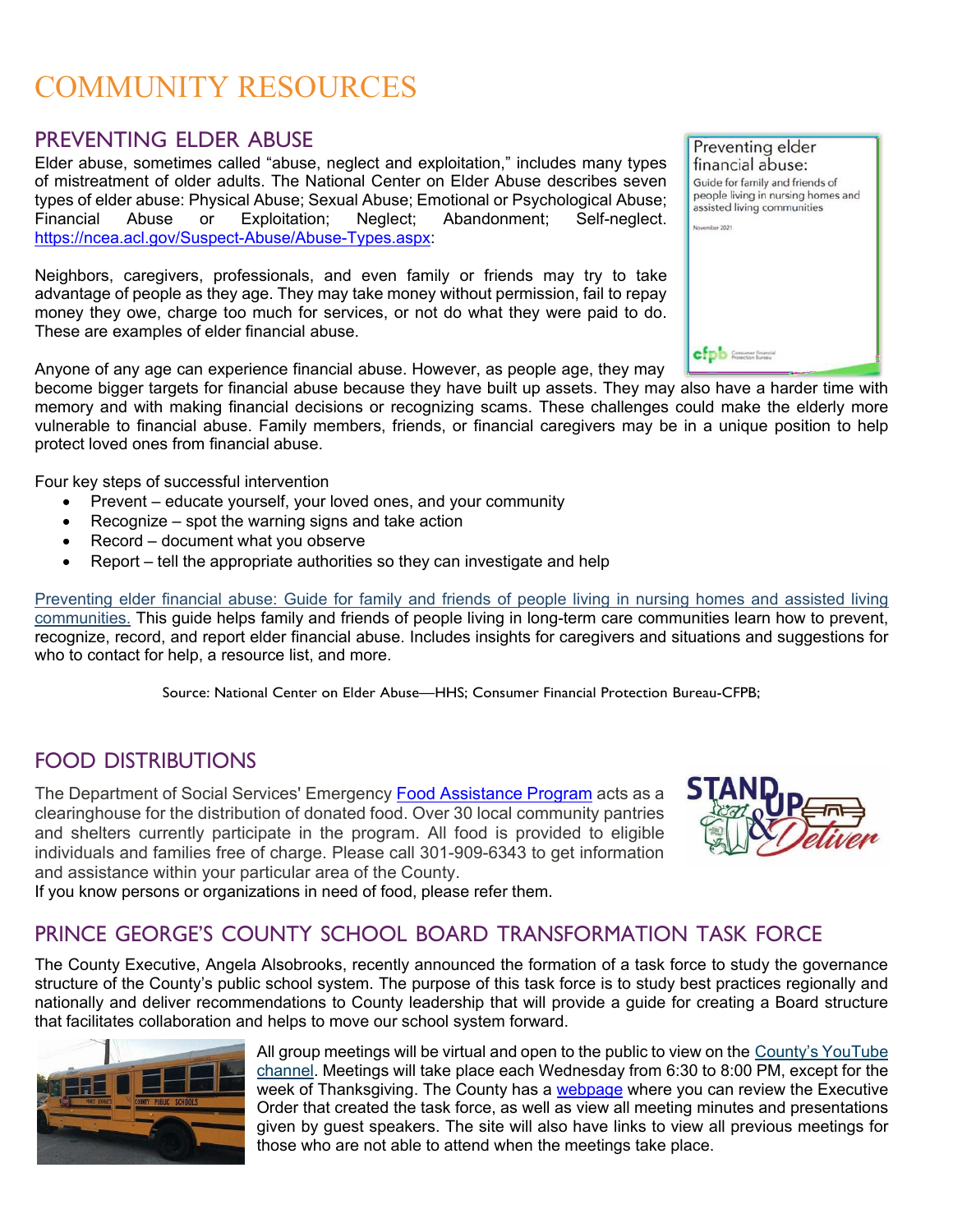# COMMUNITY RESOURCES

## PREVENTING ELDER ABUSE

Elder abuse, sometimes called "abuse, neglect and exploitation," includes many types of mistreatment of older adults. The National Center on Elder Abuse describes seven types of elder abuse: Physical Abuse; Sexual Abuse; Emotional or Psychological Abuse; Financial Abuse or Exploitation; Neglect; Abandonment; Self-neglect. https://ncea.acl.gov/Suspect-Abuse/Abuse-Types.aspx:

Neighbors, caregivers, professionals, and even family or friends may try to take advantage of people as they age. They may take money without permission, fail to repay money they owe, charge too much for services, or not do what they were paid to do. These are examples of elder financial abuse.

Anyone of any age can experience financial abuse. However, as people age, they may become bigger targets for financial abuse because they have built up assets. They may also have a harder time with memory and with making financial decisions or recognizing scams. These challenges could make the elderly more vulnerable to financial abuse. Family members, friends, or financial caregivers may be in a unique position to help protect loved ones from financial abuse.

Four key steps of successful intervention

- Prevent – educate yourself, your loved ones, and your community
- Recognize – spot the warning signs and take action
- Record – document what you observe
- Report – tell the appropriate authorities so they can investigate and help

Preventing elder financial abuse: Guide for family and friends of people living in nursing homes and assisted living communities. This guide helps family and friends of people living in long-term care communities learn how to prevent, recognize, record, and report elder financial abuse. Includes insights for caregivers and situations and suggestions for who to contact for help, a resource list, and more.

Source: National Center on Elder Abuse—HHS; Consumer Financial Protection Bureau-CFPB;

## FOOD DISTRIBUTIONS

The Department of Social Services' Emergency Food Assistance Program acts as a clearinghouse for the distribution of donated food. Over 30 local community pantries and shelters currently participate in the program. All food is provided to eligible individuals and families free of charge. Please call 301-909-6343 to get information and assistance within your particular area of the County.

If you know persons or organizations in need of food, please refer them.

## PRINCE GEORGE'S COUNTY SCHOOL BOARD TRANSFORMATION TASK FORCE

The County Executive, Angela Alsobrooks, recently announced the formation of a task force to study the governance structure of the County's public school system. The purpose of this task force is to study best practices regionally and nationally and deliver recommendations to County leadership that will provide a guide for creating a Board structure that facilitates collaboration and helps to move our school system forward.

All group meetings will be virtual and open to the public to view on the County's YouTube channel. Meetings will take place each Wednesday from 6:30 to 8:00 PM, except for the week of Thanksgiving. The County has a webpage where you can review the Executive Order that created the task force, as well as view all meeting minutes and presentations given by guest speakers. The site will also have links to view all previous meetings for those who are not able to attend when the meetings take place.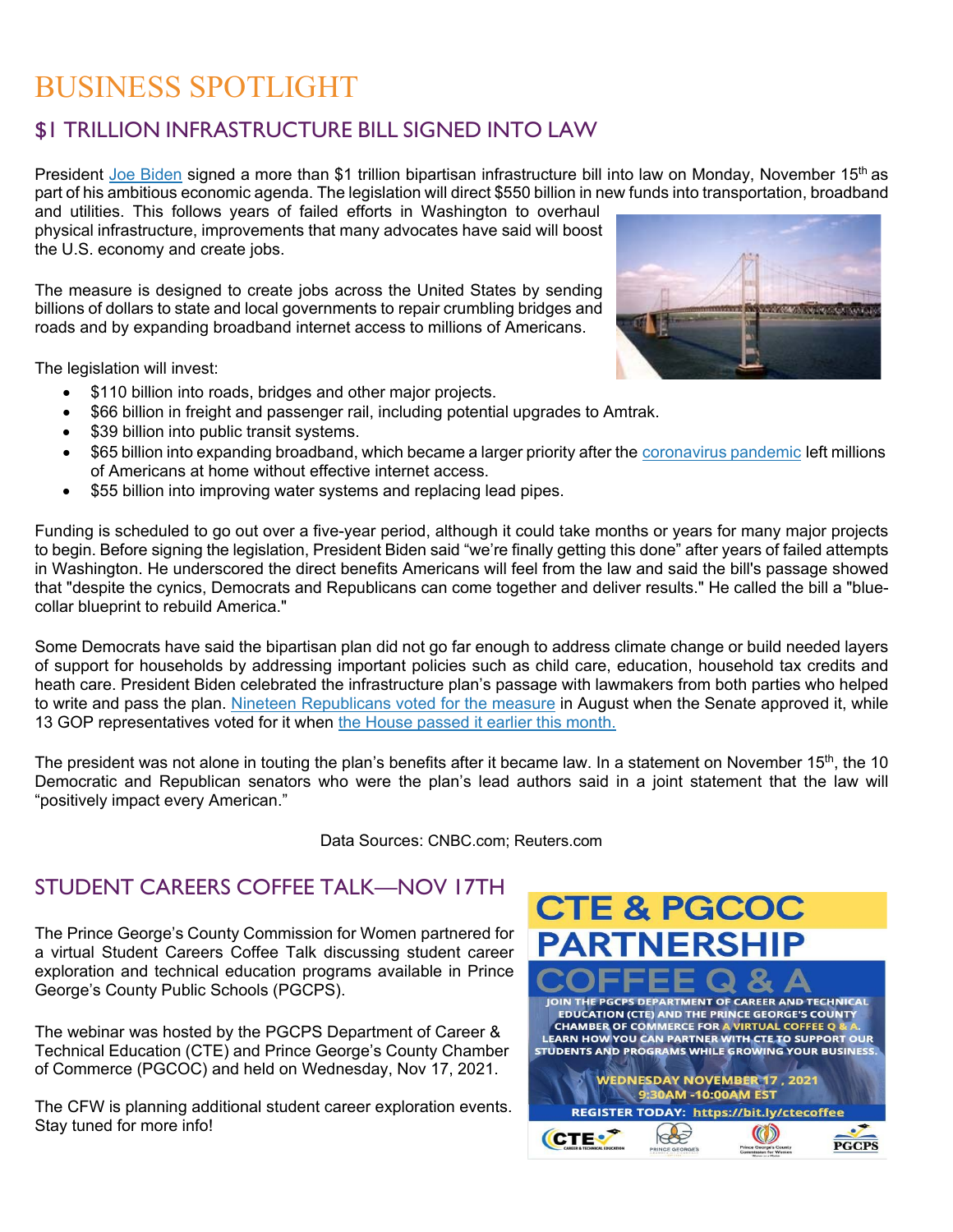# BUSINESS SPOTLIGHT

## $1 TRILLION INFRASTRUCTURE BILL SIGNED INTO LAW

President Joe Biden signed a more than $1 trillion bipartisan infrastructure bill into law on Monday, November 15th as part of his ambitious economic agenda. The legislation will direct $550 billion in new funds into transportation, broadband and utilities. This follows years of failed efforts in Washington to overhaul physical infrastructure, improvements that many advocates have said will boost the U.S. economy and create jobs.

The measure is designed to create jobs across the United States by sending billions of dollars to state and local governments to repair crumbling bridges and roads and by expanding broadband internet access to millions of Americans.

The legislation will invest:

- $110 billion into roads, bridges and other major projects.
- $66 billion in freight and passenger rail, including potential upgrades to Amtrak.
- $39 billion into public transit systems.
- $65 billion into expanding broadband, which became a larger priority after the coronavirus pandemic left millions of Americans at home without effective internet access.
- $55 billion into improving water systems and replacing lead pipes.

Funding is scheduled to go out over a five-year period, although it could take months or years for many major projects to begin. Before signing the legislation, President Biden said "we're finally getting this done" after years of failed attempts in Washington. He underscored the direct benefits Americans will feel from the law and said the bill's passage showed that "despite the cynics, Democrats and Republicans can come together and deliver results." He called the bill a "blue-collar blueprint to rebuild America."

Some Democrats have said the bipartisan plan did not go far enough to address climate change or build needed layers of support for households by addressing important policies such as child care, education, household tax credits and heath care. President Biden celebrated the infrastructure plan's passage with lawmakers from both parties who helped to write and pass the plan. Nineteen Republicans voted for the measure in August when the Senate approved it, while 13 GOP representatives voted for it when the House passed it earlier this month.

The president was not alone in touting the plan's benefits after it became law. In a statement on November 15th, the 10 Democratic and Republican senators who were the plan's lead authors said in a joint statement that the law will "positively impact every American."

Data Sources: CNBC.com; Reuters.com

## STUDENT CAREERS COFFEE TALK—NOV 17TH

The Prince George's County Commission for Women partnered for a virtual Student Careers Coffee Talk discussing student career exploration and technical education programs available in Prince George's County Public Schools (PGCPS).

The webinar was hosted by the PGCPS Department of Career & Technical Education (CTE) and Prince George's County Chamber of Commerce (PGCOC) and held on Wednesday, Nov 17, 2021.

The CFW is planning additional student career exploration events. Stay tuned for more info!

**CTE & PGCOC PARTNERSHIP**

**COFFEE Q & A**

JOIN THE PGCPS DEPARTMENT OF CAREER AND TECHNICAL EDUCATION (CTE) AND THE PRINCE GEORGE'S COUNTY CHAMBER OF COMMERCE FOR A VIRTUAL COFFEE Q & A. LEARN HOW YOU CAN PARTNER WITH CTE TO SUPPORT OUR STUDENTS AND PROGRAMS WHILE GROWING YOUR BUSINESS.

WEDNESDAY NOVEMBER 17, 2021
9:30AM -10:00AM EST

REGISTER TODAY: https://bit.ly/ctecoffee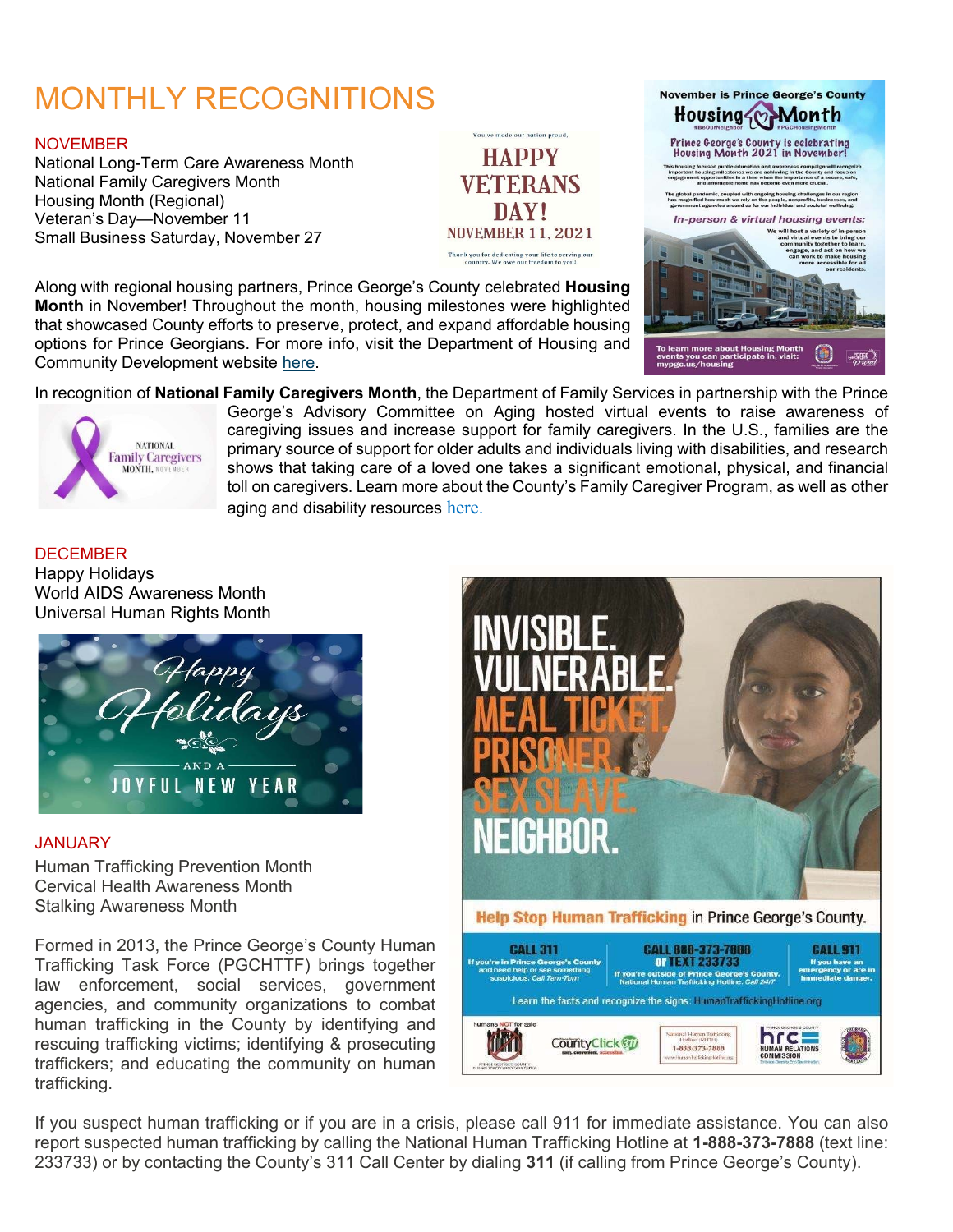# MONTHLY RECOGNITIONS

## NOVEMBER

National Long-Term Care Awareness Month
National Family Caregivers Month
Housing Month (Regional)
Veteran's Day—November 11
Small Business Saturday, November 27

Along with regional housing partners, Prince George's County celebrated **Housing Month** in November! Throughout the month, housing milestones were highlighted that showcased County efforts to preserve, protect, and expand affordable housing options for Prince Georgians. For more info, visit the Department of Housing and Community Development website here.

In recognition of **National Family Caregivers Month**, the Department of Family Services in partnership with the Prince George's Advisory Committee on Aging hosted virtual events to raise awareness of caregiving issues and increase support for family caregivers. In the U.S., families are the primary source of support for older adults and individuals living with disabilities, and research shows that taking care of a loved one takes a significant emotional, physical, and financial toll on caregivers. Learn more about the County's Family Caregiver Program, as well as other aging and disability resources here.

## DECEMBER

Happy Holidays
World AIDS Awareness Month
Universal Human Rights Month

## JANUARY

Human Trafficking Prevention Month
Cervical Health Awareness Month
Stalking Awareness Month

Formed in 2013, the Prince George's County Human Trafficking Task Force (PGCHTTF) brings together law enforcement, social services, government agencies, and community organizations to combat human trafficking in the County by identifying and rescuing trafficking victims; identifying & prosecuting traffickers; and educating the community on human trafficking.

If you suspect human trafficking or if you are in a crisis, please call 911 for immediate assistance. You can also report suspected human trafficking by calling the National Human Trafficking Hotline at **1-888-373-7888** (text line: 233733) or by contacting the County's 311 Call Center by dialing **311** (if calling from Prince George's County).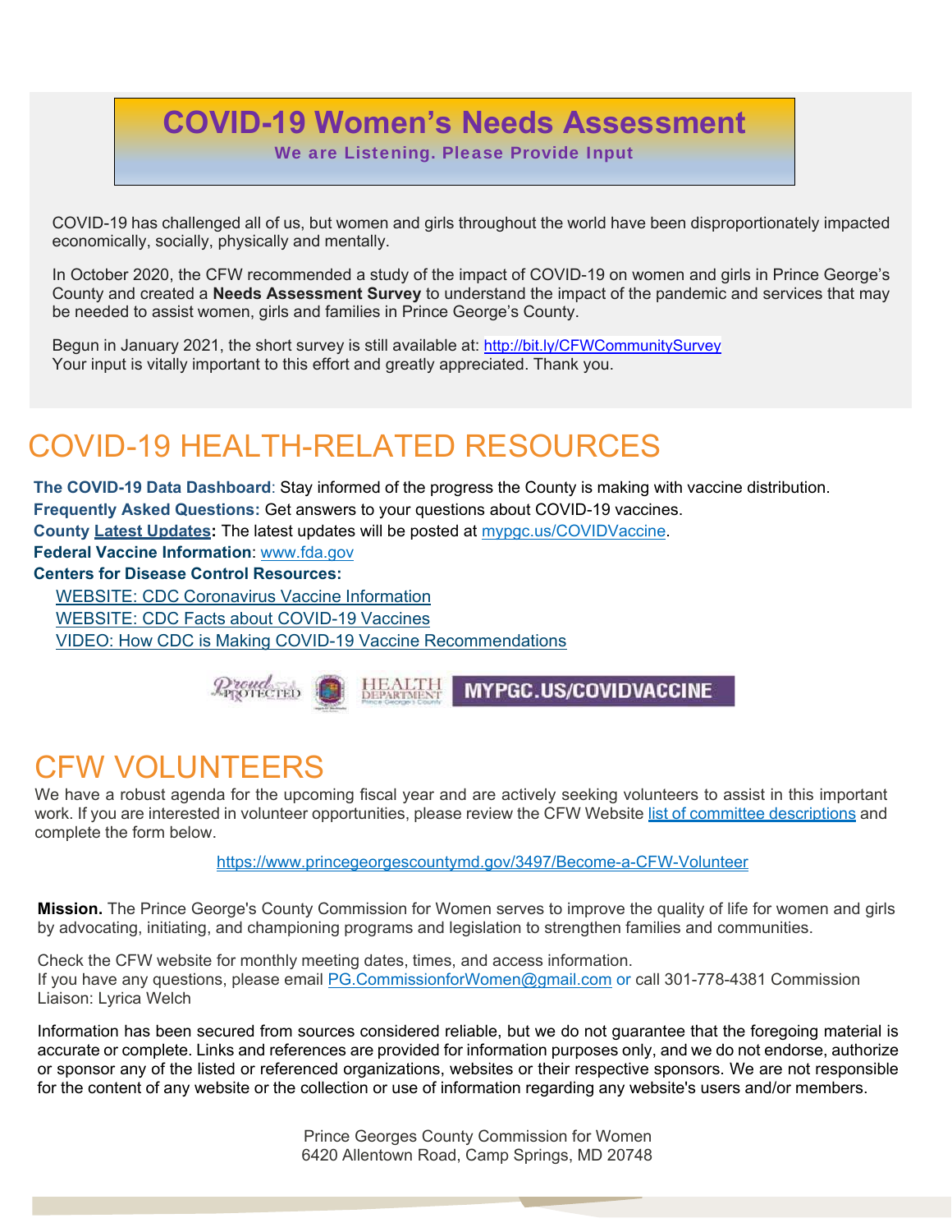# COVID-19 Women's Needs Assessment

**We are Listening. Please Provide Input**

COVID-19 has challenged all of us, but women and girls throughout the world have been disproportionately impacted economically, socially, physically and mentally.

In October 2020, the CFW recommended a study of the impact of COVID-19 on women and girls in Prince George's County and created a **Needs Assessment Survey** to understand the impact of the pandemic and services that may be needed to assist women, girls and families in Prince George's County.

Begun in January 2021, the short survey is still available at: http://bit.ly/CFWCommunitySurvey
Your input is vitally important to this effort and greatly appreciated. Thank you.

## COVID-19 HEALTH-RELATED RESOURCES

**The COVID-19 Data Dashboard**: Stay informed of the progress the County is making with vaccine distribution.
**Frequently Asked Questions:** Get answers to your questions about COVID-19 vaccines.
**County Latest Updates:** The latest updates will be posted at mypgc.us/COVIDVaccine.
**Federal Vaccine Information**: www.fda.gov
**Centers for Disease Control Resources:**

- WEBSITE: CDC Coronavirus Vaccine Information
- WEBSITE: CDC Facts about COVID-19 Vaccines
- VIDEO: How CDC is Making COVID-19 Vaccine Recommendations

Proud Protected | HEALTH DEPARTMENT Prince George's County | MYPGC.US/COVIDVACCINE

## CFW VOLUNTEERS

We have a robust agenda for the upcoming fiscal year and are actively seeking volunteers to assist in this important work. If you are interested in volunteer opportunities, please review the CFW Website list of committee descriptions and complete the form below.

https://www.princegeorgescountymd.gov/3497/Become-a-CFW-Volunteer

**Mission.** The Prince George's County Commission for Women serves to improve the quality of life for women and girls by advocating, initiating, and championing programs and legislation to strengthen families and communities.

Check the CFW website for monthly meeting dates, times, and access information.
If you have any questions, please email PG.CommissionforWomen@gmail.com or call 301-778-4381 Commission Liaison: Lyrica Welch

Information has been secured from sources considered reliable, but we do not guarantee that the foregoing material is accurate or complete. Links and references are provided for information purposes only, and we do not endorse, authorize or sponsor any of the listed or referenced organizations, websites or their respective sponsors. We are not responsible for the content of any website or the collection or use of information regarding any website's users and/or members.

Prince Georges County Commission for Women
6420 Allentown Road, Camp Springs, MD 20748